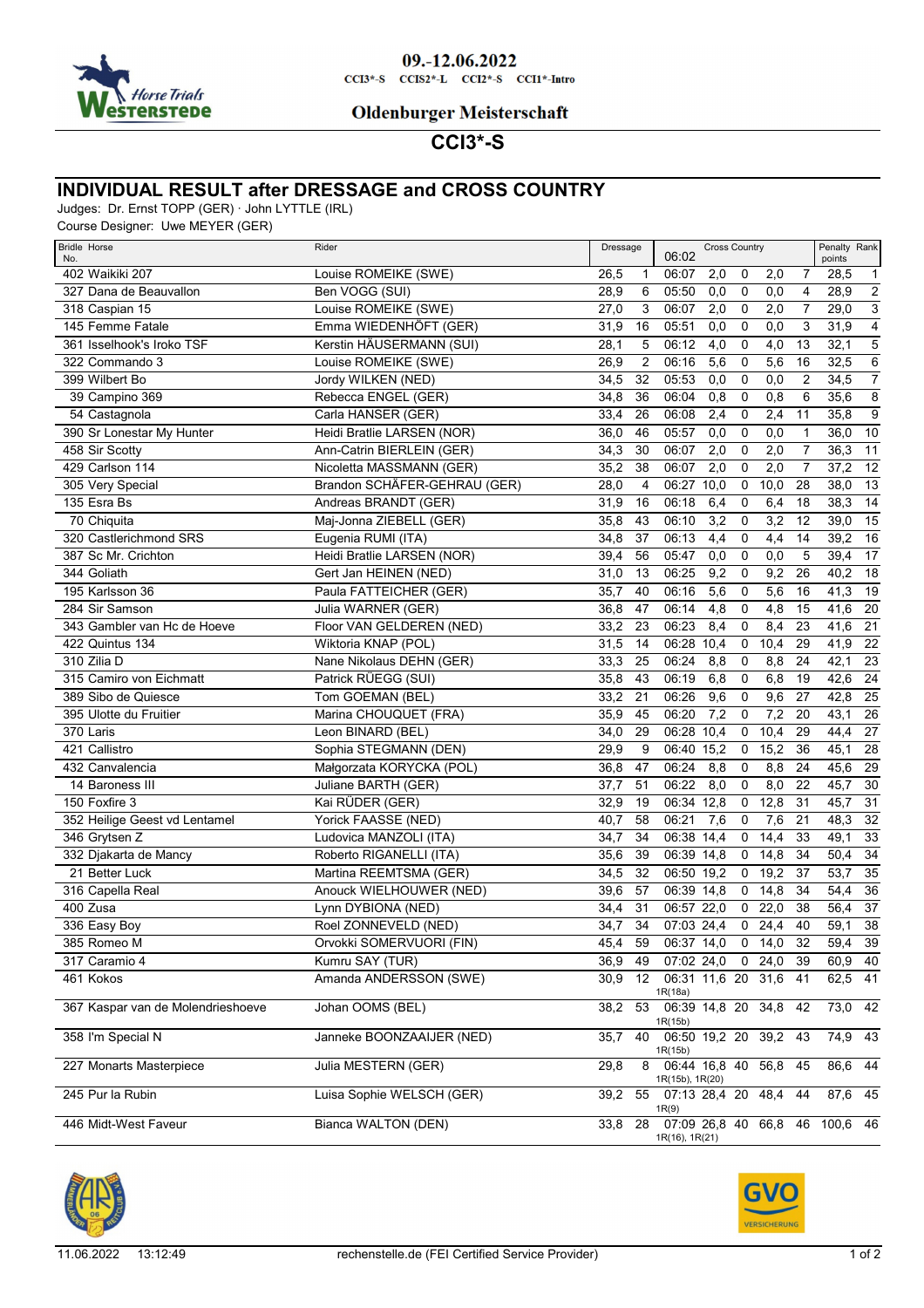09.-12.06.2022

CCI3*-S CCIS2*-L CCI2*-S CCI1*-Intro

**Oldenburger Meisterschaft**

## CCI3*-S

# INDIVIDUAL RESULT after DRESSAGE and CROSS COUNTRY

Judges: Dr. Ernst TOPP (GER) · John LYTTLE (IRL)
Course Designer: Uwe MEYER (GER)

| Bridle No. | Horse | Rider | Dressage | | Cross Country 06:02 | | | | | | Penalty points | Rank |
|---|---|---|---|---|---|---|---|---|---|---|---|---|
| 402 | Waikiki 207 | Louise ROMEIKE (SWE) | 26,5 | 1 | 06:07 | 2,0 | 0 | 2,0 | 7 | | 28,5 | 1 |
| 327 | Dana de Beauvallon | Ben VOGG (SUI) | 28,9 | 6 | 05:50 | 0,0 | 0 | 0,0 | 4 | | 28,9 | 2 |
| 318 | Caspian 15 | Louise ROMEIKE (SWE) | 27,0 | 3 | 06:07 | 2,0 | 0 | 2,0 | 7 | | 29,0 | 3 |
| 145 | Femme Fatale | Emma WIEDENHÖFT (GER) | 31,9 | 16 | 05:51 | 0,0 | 0 | 0,0 | 3 | | 31,9 | 4 |
| 361 | Isselhook's Iroko TSF | Kerstin HÄUSERMANN (SUI) | 28,1 | 5 | 06:12 | 4,0 | 0 | 4,0 | 13 | | 32,1 | 5 |
| 322 | Commando 3 | Louise ROMEIKE (SWE) | 26,9 | 2 | 06:16 | 5,6 | 0 | 5,6 | 16 | | 32,5 | 6 |
| 399 | Wilbert Bo | Jordy WILKEN (NED) | 34,5 | 32 | 05:53 | 0,0 | 0 | 0,0 | 2 | | 34,5 | 7 |
| 39 | Campino 369 | Rebecca ENGEL (GER) | 34,8 | 36 | 06:04 | 0,8 | 0 | 0,8 | 6 | | 35,6 | 8 |
| 54 | Castagnola | Carla HANSER (GER) | 33,4 | 26 | 06:08 | 2,4 | 0 | 2,4 | 11 | | 35,8 | 9 |
| 390 | Sr Lonestar My Hunter | Heidi Bratlie LARSEN (NOR) | 36,0 | 46 | 05:57 | 0,0 | 0 | 0,0 | 1 | | 36,0 | 10 |
| 458 | Sir Scotty | Ann-Catrin BIERLEIN (GER) | 34,3 | 30 | 06:07 | 2,0 | 0 | 2,0 | 7 | | 36,3 | 11 |
| 429 | Carlson 114 | Nicoletta MASSMANN (GER) | 35,2 | 38 | 06:07 | 2,0 | 0 | 2,0 | 7 | | 37,2 | 12 |
| 305 | Very Special | Brandon SCHÄFER-GEHRAU (GER) | 28,0 | 4 | 06:27 | 10,0 | 0 | 10,0 | 28 | | 38,0 | 13 |
| 135 | Esra Bs | Andreas BRANDT (GER) | 31,9 | 16 | 06:18 | 6,4 | 0 | 6,4 | 18 | | 38,3 | 14 |
| 70 | Chiquita | Maj-Jonna ZIEBELL (GER) | 35,8 | 43 | 06:10 | 3,2 | 0 | 3,2 | 12 | | 39,0 | 15 |
| 320 | Castlerichmond SRS | Eugenia RUMI (ITA) | 34,8 | 37 | 06:13 | 4,4 | 0 | 4,4 | 14 | | 39,2 | 16 |
| 387 | Sc Mr. Crichton | Heidi Bratlie LARSEN (NOR) | 39,4 | 56 | 05:47 | 0,0 | 0 | 0,0 | 5 | | 39,4 | 17 |
| 344 | Goliath | Gert Jan HEINEN (NED) | 31,0 | 13 | 06:25 | 9,2 | 0 | 9,2 | 26 | | 40,2 | 18 |
| 195 | Karlsson 36 | Paula FATTEICHER (GER) | 35,7 | 40 | 06:16 | 5,6 | 0 | 5,6 | 16 | | 41,3 | 19 |
| 284 | Sir Samson | Julia WARNER (GER) | 36,8 | 47 | 06:14 | 4,8 | 0 | 4,8 | 15 | | 41,6 | 20 |
| 343 | Gambler van Hc de Hoeve | Floor VAN GELDEREN (NED) | 33,2 | 23 | 06:23 | 8,4 | 0 | 8,4 | 23 | | 41,6 | 21 |
| 422 | Quintus 134 | Wiktoria KNAP (POL) | 31,5 | 14 | 06:28 | 10,4 | 0 | 10,4 | 29 | | 41,9 | 22 |
| 310 | Zilia D | Nane Nikolaus DEHN (GER) | 33,3 | 25 | 06:24 | 8,8 | 0 | 8,8 | 24 | | 42,1 | 23 |
| 315 | Camiro von Eichmatt | Patrick RÜEGG (SUI) | 35,8 | 43 | 06:19 | 6,8 | 0 | 6,8 | 19 | | 42,6 | 24 |
| 389 | Sibo de Quiesce | Tom GOEMAN (BEL) | 33,2 | 21 | 06:26 | 9,6 | 0 | 9,6 | 27 | | 42,8 | 25 |
| 395 | Ulotte du Fruitier | Marina CHOUQUET (FRA) | 35,9 | 45 | 06:20 | 7,2 | 0 | 7,2 | 20 | | 43,1 | 26 |
| 370 | Laris | Leon BINARD (BEL) | 34,0 | 29 | 06:28 | 10,4 | 0 | 10,4 | 29 | | 44,4 | 27 |
| 421 | Callistro | Sophia STEGMANN (DEN) | 29,9 | 9 | 06:40 | 15,2 | 0 | 15,2 | 36 | | 45,1 | 28 |
| 432 | Canvalencia | Małgorzata KORYCKA (POL) | 36,8 | 47 | 06:24 | 8,8 | 0 | 8,8 | 24 | | 45,6 | 29 |
| 14 | Baroness III | Juliane BARTH (GER) | 37,7 | 51 | 06:22 | 8,0 | 0 | 8,0 | 22 | | 45,7 | 30 |
| 150 | Foxfire 3 | Kai RÜDER (GER) | 32,9 | 19 | 06:34 | 12,8 | 0 | 12,8 | 31 | | 45,7 | 31 |
| 352 | Heilige Geest vd Lentamel | Yorick FAASSE (NED) | 40,7 | 58 | 06:21 | 7,6 | 0 | 7,6 | 21 | | 48,3 | 32 |
| 346 | Grytsen Z | Ludovica MANZOLI (ITA) | 34,7 | 34 | 06:38 | 14,4 | 0 | 14,4 | 33 | | 49,1 | 33 |
| 332 | Djakarta de Mancy | Roberto RIGANELLI (ITA) | 35,6 | 39 | 06:39 | 14,8 | 0 | 14,8 | 34 | | 50,4 | 34 |
| 21 | Better Luck | Martina REEMTSMA (GER) | 34,5 | 32 | 06:50 | 19,2 | 0 | 19,2 | 37 | | 53,7 | 35 |
| 316 | Capella Real | Anouck WIELHOUWER (NED) | 39,6 | 57 | 06:39 | 14,8 | 0 | 14,8 | 34 | | 54,4 | 36 |
| 400 | Zusa | Lynn DYBIONA (NED) | 34,4 | 31 | 06:57 | 22,0 | 0 | 22,0 | 38 | | 56,4 | 37 |
| 336 | Easy Boy | Roel ZONNEVELD (NED) | 34,7 | 34 | 07:03 | 24,4 | 0 | 24,4 | 40 | | 59,1 | 38 |
| 385 | Romeo M | Orvokki SOMERVUORI (FIN) | 45,4 | 59 | 06:37 | 14,0 | 0 | 14,0 | 32 | | 59,4 | 39 |
| 317 | Caramio 4 | Kumru SAY (TUR) | 36,9 | 49 | 07:02 | 24,0 | 0 | 24,0 | 39 | | 60,9 | 40 |
| 461 | Kokos | Amanda ANDERSSON (SWE) | 30,9 | 12 | 06:31 | 11,6 | 20 | 31,6 | 41 | 1R(18a) | 62,5 | 41 |
| 367 | Kaspar van de Molendrieshoeve | Johan OOMS (BEL) | 38,2 | 53 | 06:39 | 14,8 | 20 | 34,8 | 42 | 1R(15b) | 73,0 | 42 |
| 358 | I'm Special N | Janneke BOONZAAIJER (NED) | 35,7 | 40 | 06:50 | 19,2 | 20 | 39,2 | 43 | 1R(15b) | 74,9 | 43 |
| 227 | Monarts Masterpiece | Julia MESTERN (GER) | 29,8 | 8 | 06:44 | 16,8 | 40 | 56,8 | 45 | 1R(15b), 1R(20) | 86,6 | 44 |
| 245 | Pur la Rubin | Luisa Sophie WELSCH (GER) | 39,2 | 55 | 07:13 | 28,4 | 20 | 48,4 | 44 | 1R(9) | 87,6 | 45 |
| 446 | Midt-West Faveur | Bianca WALTON (DEN) | 33,8 | 28 | 07:09 | 26,8 | 40 | 66,8 | 46 | 1R(16), 1R(21) | 100,6 | 46 |

11.06.2022 13:12:49 rechenstelle.de (FEI Certified Service Provider)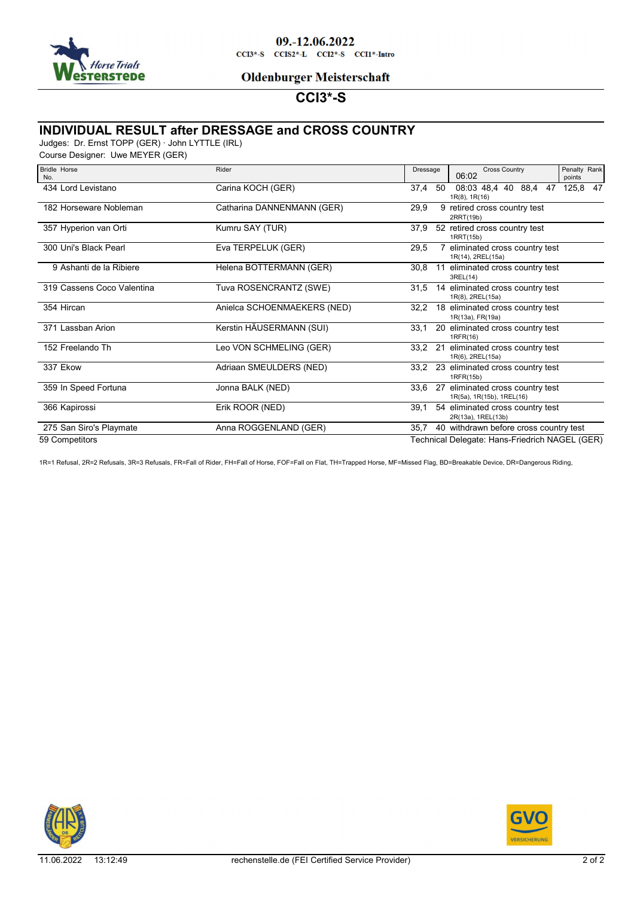09.-12.06.2022

CCI3*-S CCIS2*-L CCI2*-S CCI1*-Intro

Oldenburger Meisterschaft

# CCI3*-S

## INDIVIDUAL RESULT after DRESSAGE and CROSS COUNTRY

Judges: Dr. Ernst TOPP (GER) · John LYTTLE (IRL)
Course Designer: Uwe MEYER (GER)

| Bridle No. | Horse | Rider | Dressage | | Cross Country 06:02 | | | | | Penalty points | Rank |
|---|---|---|---|---|---|---|---|---|---|---|---|
| 434 | Lord Levistano | Carina KOCH (GER) | 37,4 | 50 | 08:03 1R(8), 1R(16) | 48,4 | 40 | 88,4 | 47 | 125,8 | 47 |
| 182 | Horseware Nobleman | Catharina DANNENMANN (GER) | 29,9 | 9 | retired cross country test 2RRT(19b) | | | | | | |
| 357 | Hyperion van Orti | Kumru SAY (TUR) | 37,9 | 52 | retired cross country test 1RRT(15b) | | | | | | |
| 300 | Uni's Black Pearl | Eva TERPELUK (GER) | 29,5 | 7 | eliminated cross country test 1R(14), 2REL(15a) | | | | | | |
| 9 | Ashanti de la Ribiere | Helena BOTTERMANN (GER) | 30,8 | 11 | eliminated cross country test 3REL(14) | | | | | | |
| 319 | Cassens Coco Valentina | Tuva ROSENCRANTZ (SWE) | 31,5 | 14 | eliminated cross country test 1R(8), 2REL(15a) | | | | | | |
| 354 | Hircan | Anielca SCHOENMAEKERS (NED) | 32,2 | 18 | eliminated cross country test 1R(13a), FR(19a) | | | | | | |
| 371 | Lassban Arion | Kerstin HÄUSERMANN (SUI) | 33,1 | 20 | eliminated cross country test 1RFR(16) | | | | | | |
| 152 | Freelando Th | Leo VON SCHMELING (GER) | 33,2 | 21 | eliminated cross country test 1R(6), 2REL(15a) | | | | | | |
| 337 | Ekow | Adriaan SMEULDERS (NED) | 33,2 | 23 | eliminated cross country test 1RFR(15b) | | | | | | |
| 359 | In Speed Fortuna | Jonna BALK (NED) | 33,6 | 27 | eliminated cross country test 1R(5a), 1R(15b), 1REL(16) | | | | | | |
| 366 | Kapirossi | Erik ROOR (NED) | 39,1 | 54 | eliminated cross country test 2R(13a), 1REL(13b) | | | | | | |
| 275 | San Siro's Playmate | Anna ROGGENLAND (GER) | 35,7 | 40 | withdrawn before cross country test | | | | | | |

59 Competitors

Technical Delegate: Hans-Friedrich NAGEL (GER)

1R=1 Refusal, 2R=2 Refusals, 3R=3 Refusals, FR=Fall of Rider, FH=Fall of Horse, FOF=Fall on Flat, TH=Trapped Horse, MF=Missed Flag, BD=Breakable Device, DR=Dangerous Riding,

11.06.2022 13:12:49

rechenstelle.de (FEI Certified Service Provider)